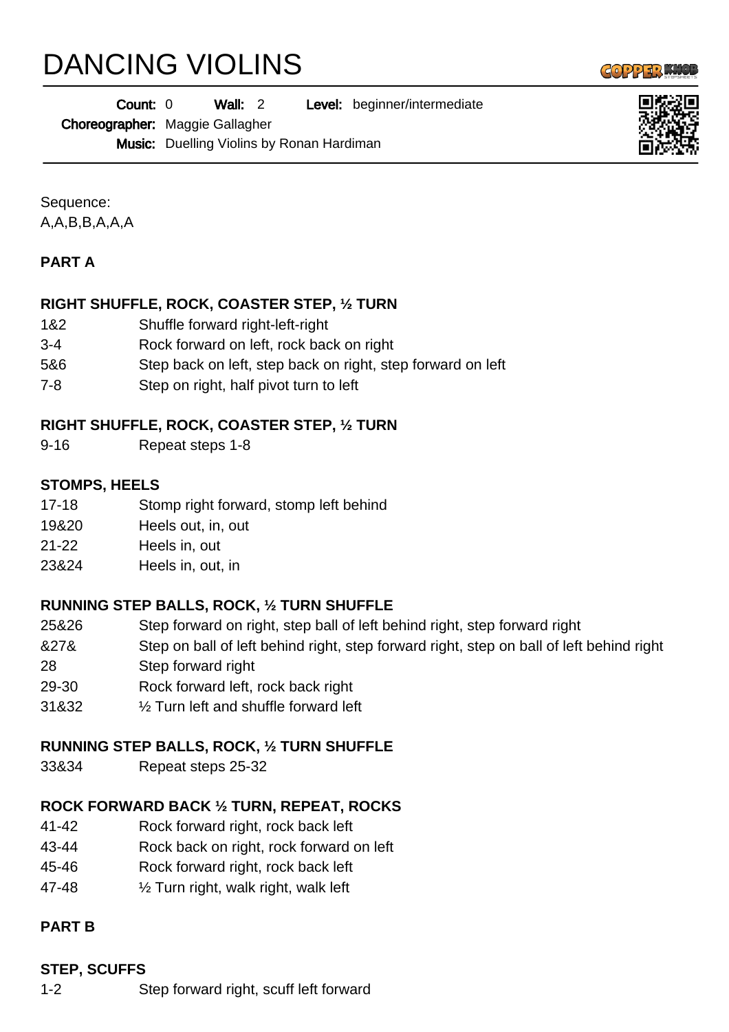# DANCING VIOLINS

**Count:** 0 **Wall:** 2 **Level:** beginner/intermediate

**Choreographer:** Maggie Gallagher

**Music:** Duelling Violins by Ronan Hardiman

Sequence:
A,A,B,B,A,A,A

**PART A**

**RIGHT SHUFFLE, ROCK, COASTER STEP, ½ TURN**

| | |
|---|---|
| 1&2 | Shuffle forward right-left-right |
| 3-4 | Rock forward on left, rock back on right |
| 5&6 | Step back on left, step back on right, step forward on left |
| 7-8 | Step on right, half pivot turn to left |

**RIGHT SHUFFLE, ROCK, COASTER STEP, ½ TURN**

| | |
|---|---|
| 9-16 | Repeat steps 1-8 |

**STOMPS, HEELS**

| | |
|---|---|
| 17-18 | Stomp right forward, stomp left behind |
| 19&20 | Heels out, in, out |
| 21-22 | Heels in, out |
| 23&24 | Heels in, out, in |

**RUNNING STEP BALLS, ROCK, ½ TURN SHUFFLE**

| | |
|---|---|
| 25&26 | Step forward on right, step ball of left behind right, step forward right |
| &27& | Step on ball of left behind right, step forward right, step on ball of left behind right |
| 28 | Step forward right |
| 29-30 | Rock forward left, rock back right |
| 31&32 | ½ Turn left and shuffle forward left |

**RUNNING STEP BALLS, ROCK, ½ TURN SHUFFLE**

| | |
|---|---|
| 33&34 | Repeat steps 25-32 |

**ROCK FORWARD BACK ½ TURN, REPEAT, ROCKS**

| | |
|---|---|
| 41-42 | Rock forward right, rock back left |
| 43-44 | Rock back on right, rock forward on left |
| 45-46 | Rock forward right, rock back left |
| 47-48 | ½ Turn right, walk right, walk left |

**PART B**

**STEP, SCUFFS**

| | |
|---|---|
| 1-2 | Step forward right, scuff left forward |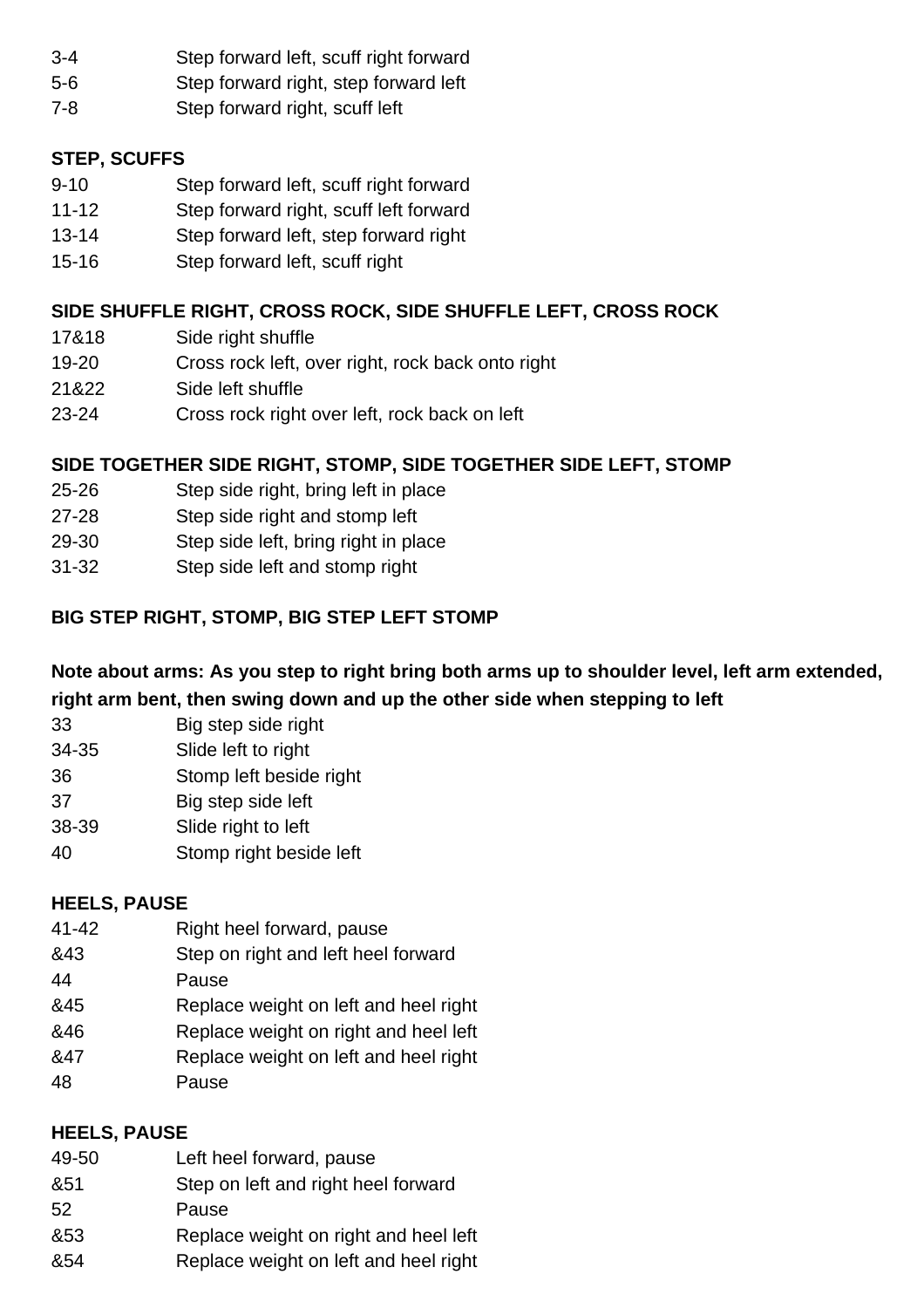| | |
|---|---|
| 3-4 | Step forward left, scuff right forward |
| 5-6 | Step forward right, step forward left |
| 7-8 | Step forward right, scuff left |

**STEP, SCUFFS**

| | |
|---|---|
| 9-10 | Step forward left, scuff right forward |
| 11-12 | Step forward right, scuff left forward |
| 13-14 | Step forward left, step forward right |
| 15-16 | Step forward left, scuff right |

**SIDE SHUFFLE RIGHT, CROSS ROCK, SIDE SHUFFLE LEFT, CROSS ROCK**

| | |
|---|---|
| 17&18 | Side right shuffle |
| 19-20 | Cross rock left, over right, rock back onto right |
| 21&22 | Side left shuffle |
| 23-24 | Cross rock right over left, rock back on left |

**SIDE TOGETHER SIDE RIGHT, STOMP, SIDE TOGETHER SIDE LEFT, STOMP**

| | |
|---|---|
| 25-26 | Step side right, bring left in place |
| 27-28 | Step side right and stomp left |
| 29-30 | Step side left, bring right in place |
| 31-32 | Step side left and stomp right |

**BIG STEP RIGHT, STOMP, BIG STEP LEFT STOMP**

**Note about arms: As you step to right bring both arms up to shoulder level, left arm extended, right arm bent, then swing down and up the other side when stepping to left**

| | |
|---|---|
| 33 | Big step side right |
| 34-35 | Slide left to right |
| 36 | Stomp left beside right |
| 37 | Big step side left |
| 38-39 | Slide right to left |
| 40 | Stomp right beside left |

**HEELS, PAUSE**

| | |
|---|---|
| 41-42 | Right heel forward, pause |
| &43 | Step on right and left heel forward |
| 44 | Pause |
| &45 | Replace weight on left and heel right |
| &46 | Replace weight on right and heel left |
| &47 | Replace weight on left and heel right |
| 48 | Pause |

**HEELS, PAUSE**

| | |
|---|---|
| 49-50 | Left heel forward, pause |
| &51 | Step on left and right heel forward |
| 52 | Pause |
| &53 | Replace weight on right and heel left |
| &54 | Replace weight on left and heel right |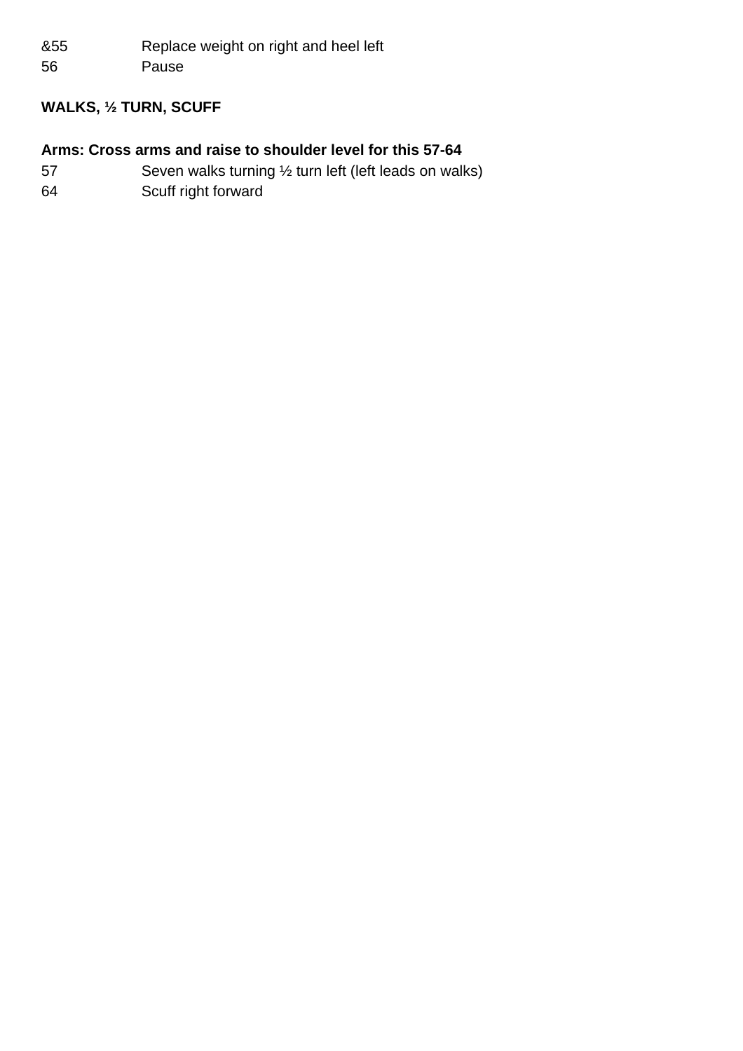&55 Replace weight on right and heel left
56 Pause

**WALKS, ½ TURN, SCUFF**

**Arms: Cross arms and raise to shoulder level for this 57-64**

57 Seven walks turning ½ turn left (left leads on walks)
64 Scuff right forward